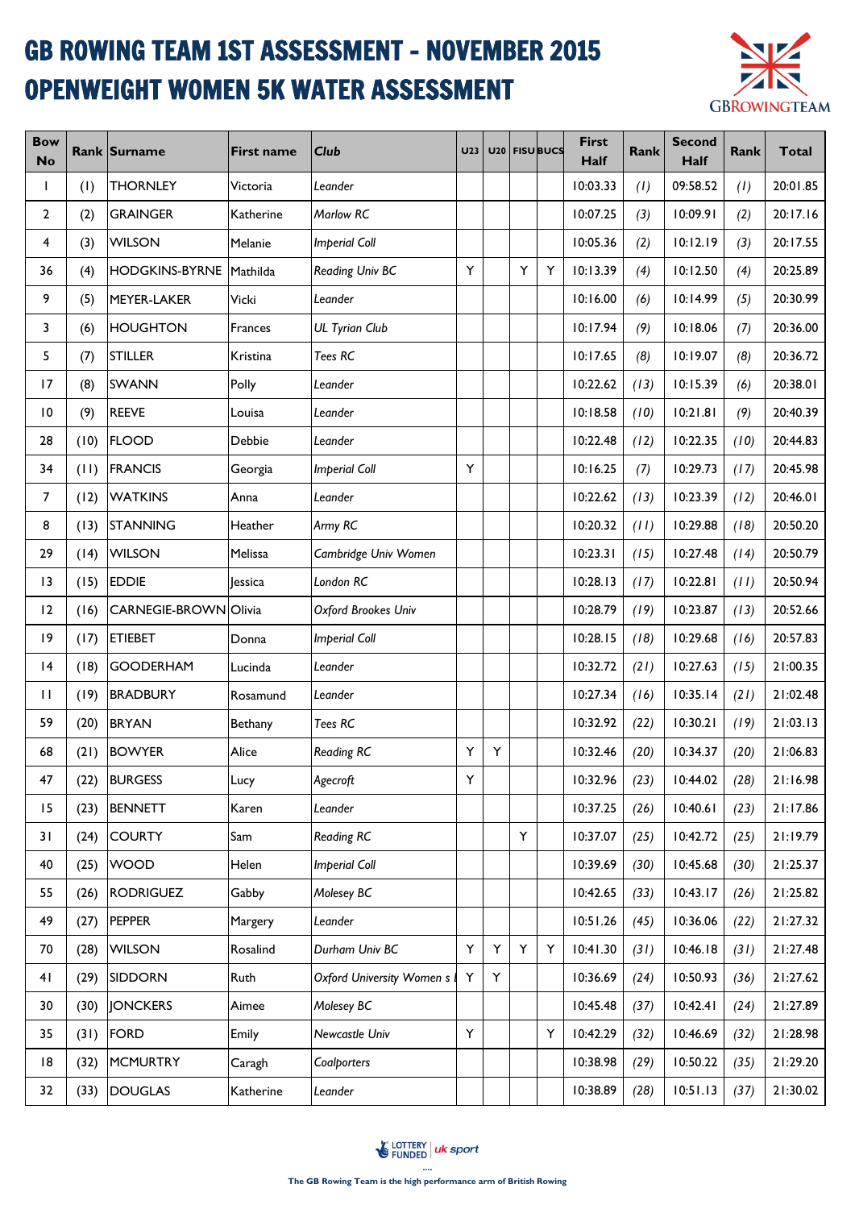# GB ROWING TEAM 1ST ASSESSMENT - NOVEMBER 2015
# OPENWEIGHT WOMEN 5K WATER ASSESSMENT

| Bow No | Rank | Surname | First name | Club | U23 | U20 | FISU | BUCS | First Half | Rank | Second Half | Rank | Total |
|---|---|---|---|---|---|---|---|---|---|---|---|---|---|
| 1 | (1) | THORNLEY | Victoria | *Leander* | | | | | 10:03.33 | *(1)* | 09:58.52 | *(1)* | 20:01.85 |
| 2 | (2) | GRAINGER | Katherine | *Marlow RC* | | | | | 10:07.25 | *(3)* | 10:09.91 | *(2)* | 20:17.16 |
| 4 | (3) | WILSON | Melanie | *Imperial Coll* | | | | | 10:05.36 | *(2)* | 10:12.19 | *(3)* | 20:17.55 |
| 36 | (4) | HODGKINS-BYRNE | Mathilda | *Reading Univ BC* | Y | | Y | Y | 10:13.39 | *(4)* | 10:12.50 | *(4)* | 20:25.89 |
| 9 | (5) | MEYER-LAKER | Vicki | *Leander* | | | | | 10:16.00 | *(6)* | 10:14.99 | *(5)* | 20:30.99 |
| 3 | (6) | HOUGHTON | Frances | *UL Tyrian Club* | | | | | 10:17.94 | *(9)* | 10:18.06 | *(7)* | 20:36.00 |
| 5 | (7) | STILLER | Kristina | *Tees RC* | | | | | 10:17.65 | *(8)* | 10:19.07 | *(8)* | 20:36.72 |
| 17 | (8) | SWANN | Polly | *Leander* | | | | | 10:22.62 | *(13)* | 10:15.39 | *(6)* | 20:38.01 |
| 10 | (9) | REEVE | Louisa | *Leander* | | | | | 10:18.58 | *(10)* | 10:21.81 | *(9)* | 20:40.39 |
| 28 | (10) | FLOOD | Debbie | *Leander* | | | | | 10:22.48 | *(12)* | 10:22.35 | *(10)* | 20:44.83 |
| 34 | (11) | FRANCIS | Georgia | *Imperial Coll* | Y | | | | 10:16.25 | *(7)* | 10:29.73 | *(17)* | 20:45.98 |
| 7 | (12) | WATKINS | Anna | *Leander* | | | | | 10:22.62 | *(13)* | 10:23.39 | *(12)* | 20:46.01 |
| 8 | (13) | STANNING | Heather | *Army RC* | | | | | 10:20.32 | *(11)* | 10:29.88 | *(18)* | 20:50.20 |
| 29 | (14) | WILSON | Melissa | *Cambridge Univ Women* | | | | | 10:23.31 | *(15)* | 10:27.48 | *(14)* | 20:50.79 |
| 13 | (15) | EDDIE | Jessica | *London RC* | | | | | 10:28.13 | *(17)* | 10:22.81 | *(11)* | 20:50.94 |
| 12 | (16) | CARNEGIE-BROWN | Olivia | *Oxford Brookes Univ* | | | | | 10:28.79 | *(19)* | 10:23.87 | *(13)* | 20:52.66 |
| 19 | (17) | ETIEBET | Donna | *Imperial Coll* | | | | | 10:28.15 | *(18)* | 10:29.68 | *(16)* | 20:57.83 |
| 14 | (18) | GOODERHAM | Lucinda | *Leander* | | | | | 10:32.72 | *(21)* | 10:27.63 | *(15)* | 21:00.35 |
| 11 | (19) | BRADBURY | Rosamund | *Leander* | | | | | 10:27.34 | *(16)* | 10:35.14 | *(21)* | 21:02.48 |
| 59 | (20) | BRYAN | Bethany | *Tees RC* | | | | | 10:32.92 | *(22)* | 10:30.21 | *(19)* | 21:03.13 |
| 68 | (21) | BOWYER | Alice | *Reading RC* | Y | Y | | | 10:32.46 | *(20)* | 10:34.37 | *(20)* | 21:06.83 |
| 47 | (22) | BURGESS | Lucy | *Agecroft* | Y | | | | 10:32.96 | *(23)* | 10:44.02 | *(28)* | 21:16.98 |
| 15 | (23) | BENNETT | Karen | *Leander* | | | | | 10:37.25 | *(26)* | 10:40.61 | *(23)* | 21:17.86 |
| 31 | (24) | COURTY | Sam | *Reading RC* | | | Y | | 10:37.07 | *(25)* | 10:42.72 | *(25)* | 21:19.79 |
| 40 | (25) | WOOD | Helen | *Imperial Coll* | | | | | 10:39.69 | *(30)* | 10:45.68 | *(30)* | 21:25.37 |
| 55 | (26) | RODRIGUEZ | Gabby | *Molesey BC* | | | | | 10:42.65 | *(33)* | 10:43.17 | *(26)* | 21:25.82 |
| 49 | (27) | PEPPER | Margery | *Leander* | | | | | 10:51.26 | *(45)* | 10:36.06 | *(22)* | 21:27.32 |
| 70 | (28) | WILSON | Rosalind | *Durham Univ BC* | Y | Y | Y | Y | 10:41.30 | *(31)* | 10:46.18 | *(31)* | 21:27.48 |
| 41 | (29) | SIDDORN | Ruth | *Oxford University Women s I* | Y | Y | | | 10:36.69 | *(24)* | 10:50.93 | *(36)* | 21:27.62 |
| 30 | (30) | JONCKERS | Aimee | *Molesey BC* | | | | | 10:45.48 | *(37)* | 10:42.41 | *(24)* | 21:27.89 |
| 35 | (31) | FORD | Emily | *Newcastle Univ* | Y | | | Y | 10:42.29 | *(32)* | 10:46.69 | *(32)* | 21:28.98 |
| 18 | (32) | MCMURTRY | Caragh | *Coalporters* | | | | | 10:38.98 | *(29)* | 10:50.22 | *(35)* | 21:29.20 |
| 32 | (33) | DOUGLAS | Katherine | *Leander* | | | | | 10:38.89 | *(28)* | 10:51.13 | *(37)* | 21:30.02 |

LOTTERY FUNDED | uk sport

The GB Rowing Team is the high performance arm of British Rowing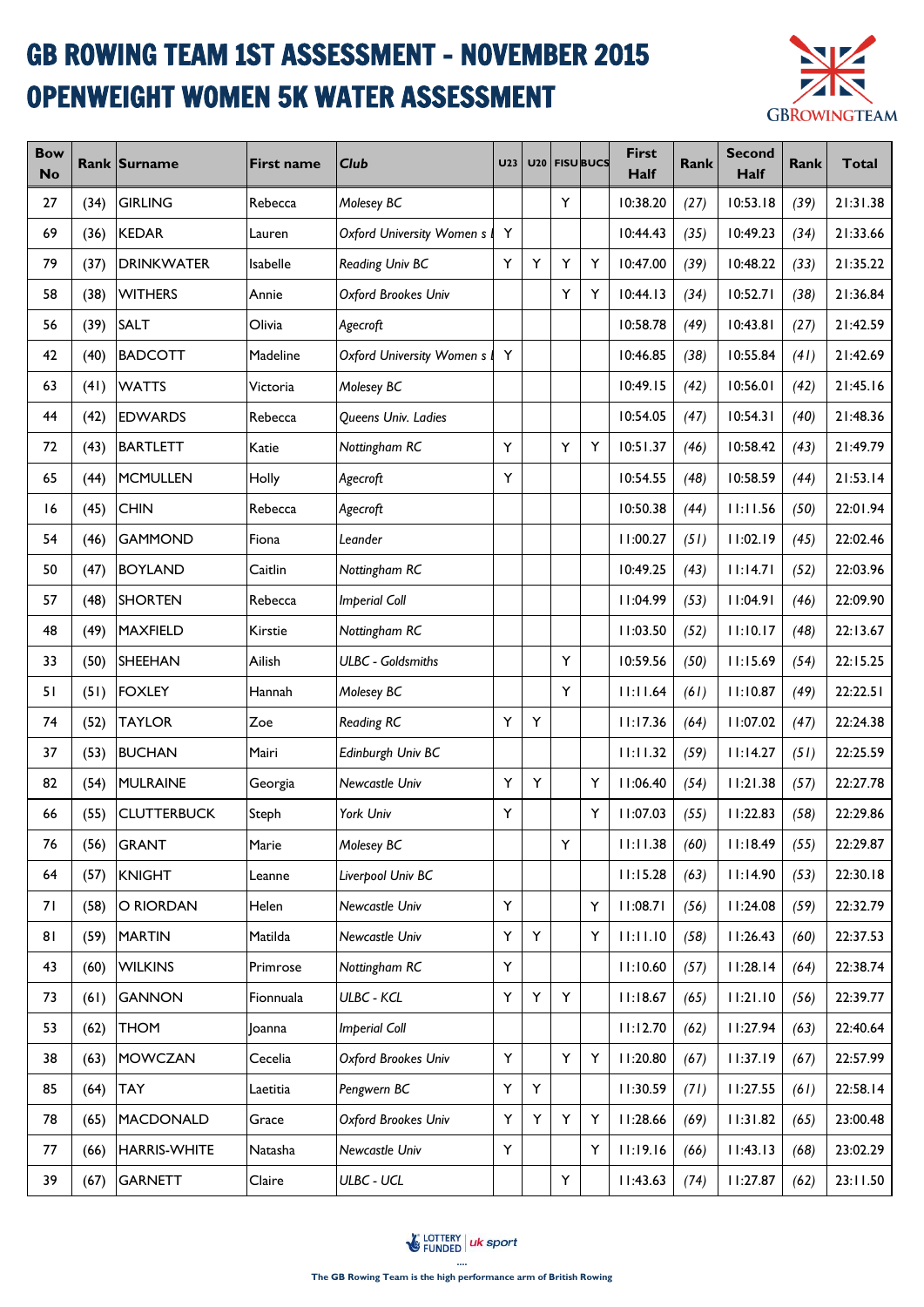# GB ROWING TEAM 1ST ASSESSMENT - NOVEMBER 2015
# OPENWEIGHT WOMEN 5K WATER ASSESSMENT

| Bow No | Rank | Surname | First name | Club | U23 | U20 | FISU | BUCS | First Half | Rank | Second Half | Rank | Total |
|---|---|---|---|---|---|---|---|---|---|---|---|---|---|
| 27 | (34) | GIRLING | Rebecca | *Molesey BC* | | | Y | | 10:38.20 | *(27)* | 10:53.18 | *(39)* | 21:31.38 |
| 69 | (36) | KEDAR | Lauren | *Oxford University Women s* | Y | | | | 10:44.43 | *(35)* | 10:49.23 | *(34)* | 21:33.66 |
| 79 | (37) | DRINKWATER | Isabelle | *Reading Univ BC* | Y | Y | Y | Y | 10:47.00 | *(39)* | 10:48.22 | *(33)* | 21:35.22 |
| 58 | (38) | WITHERS | Annie | *Oxford Brookes Univ* | | | Y | Y | 10:44.13 | *(34)* | 10:52.71 | *(38)* | 21:36.84 |
| 56 | (39) | SALT | Olivia | *Agecroft* | | | | | 10:58.78 | *(49)* | 10:43.81 | *(27)* | 21:42.59 |
| 42 | (40) | BADCOTT | Madeline | *Oxford University Women s* | Y | | | | 10:46.85 | *(38)* | 10:55.84 | *(41)* | 21:42.69 |
| 63 | (41) | WATTS | Victoria | *Molesey BC* | | | | | 10:49.15 | *(42)* | 10:56.01 | *(42)* | 21:45.16 |
| 44 | (42) | EDWARDS | Rebecca | *Queens Univ. Ladies* | | | | | 10:54.05 | *(47)* | 10:54.31 | *(40)* | 21:48.36 |
| 72 | (43) | BARTLETT | Katie | *Nottingham RC* | Y | | Y | Y | 10:51.37 | *(46)* | 10:58.42 | *(43)* | 21:49.79 |
| 65 | (44) | MCMULLEN | Holly | *Agecroft* | Y | | | | 10:54.55 | *(48)* | 10:58.59 | *(44)* | 21:53.14 |
| 16 | (45) | CHIN | Rebecca | *Agecroft* | | | | | 10:50.38 | *(44)* | 11:11.56 | *(50)* | 22:01.94 |
| 54 | (46) | GAMMOND | Fiona | *Leander* | | | | | 11:00.27 | *(51)* | 11:02.19 | *(45)* | 22:02.46 |
| 50 | (47) | BOYLAND | Caitlin | *Nottingham RC* | | | | | 10:49.25 | *(43)* | 11:14.71 | *(52)* | 22:03.96 |
| 57 | (48) | SHORTEN | Rebecca | *Imperial Coll* | | | | | 11:04.99 | *(53)* | 11:04.91 | *(46)* | 22:09.90 |
| 48 | (49) | MAXFIELD | Kirstie | *Nottingham RC* | | | | | 11:03.50 | *(52)* | 11:10.17 | *(48)* | 22:13.67 |
| 33 | (50) | SHEEHAN | Ailish | *ULBC - Goldsmiths* | | | Y | | 10:59.56 | *(50)* | 11:15.69 | *(54)* | 22:15.25 |
| 51 | (51) | FOXLEY | Hannah | *Molesey BC* | | | Y | | 11:11.64 | *(61)* | 11:10.87 | *(49)* | 22:22.51 |
| 74 | (52) | TAYLOR | Zoe | *Reading RC* | Y | Y | | | 11:17.36 | *(64)* | 11:07.02 | *(47)* | 22:24.38 |
| 37 | (53) | BUCHAN | Mairi | *Edinburgh Univ BC* | | | | | 11:11.32 | *(59)* | 11:14.27 | *(51)* | 22:25.59 |
| 82 | (54) | MULRAINE | Georgia | *Newcastle Univ* | Y | Y | | Y | 11:06.40 | *(54)* | 11:21.38 | *(57)* | 22:27.78 |
| 66 | (55) | CLUTTERBUCK | Steph | *York Univ* | Y | | | Y | 11:07.03 | *(55)* | 11:22.83 | *(58)* | 22:29.86 |
| 76 | (56) | GRANT | Marie | *Molesey BC* | | | Y | | 11:11.38 | *(60)* | 11:18.49 | *(55)* | 22:29.87 |
| 64 | (57) | KNIGHT | Leanne | *Liverpool Univ BC* | | | | | 11:15.28 | *(63)* | 11:14.90 | *(53)* | 22:30.18 |
| 71 | (58) | O RIORDAN | Helen | *Newcastle Univ* | Y | | | Y | 11:08.71 | *(56)* | 11:24.08 | *(59)* | 22:32.79 |
| 81 | (59) | MARTIN | Matilda | *Newcastle Univ* | Y | Y | | Y | 11:11.10 | *(58)* | 11:26.43 | *(60)* | 22:37.53 |
| 43 | (60) | WILKINS | Primrose | *Nottingham RC* | Y | | | | 11:10.60 | *(57)* | 11:28.14 | *(64)* | 22:38.74 |
| 73 | (61) | GANNON | Fionnuala | *ULBC - KCL* | Y | Y | Y | | 11:18.67 | *(65)* | 11:21.10 | *(56)* | 22:39.77 |
| 53 | (62) | THOM | Joanna | *Imperial Coll* | | | | | 11:12.70 | *(62)* | 11:27.94 | *(63)* | 22:40.64 |
| 38 | (63) | MOWCZAN | Cecelia | *Oxford Brookes Univ* | Y | | Y | Y | 11:20.80 | *(67)* | 11:37.19 | *(67)* | 22:57.99 |
| 85 | (64) | TAY | Laetitia | *Pengwern BC* | Y | Y | | | 11:30.59 | *(71)* | 11:27.55 | *(61)* | 22:58.14 |
| 78 | (65) | MACDONALD | Grace | *Oxford Brookes Univ* | Y | Y | Y | Y | 11:28.66 | *(69)* | 11:31.82 | *(65)* | 23:00.48 |
| 77 | (66) | HARRIS-WHITE | Natasha | *Newcastle Univ* | Y | | | Y | 11:19.16 | *(66)* | 11:43.13 | *(68)* | 23:02.29 |
| 39 | (67) | GARNETT | Claire | *ULBC - UCL* | | | Y | | 11:43.63 | *(74)* | 11:27.87 | *(62)* | 23:11.50 |

The GB Rowing Team is the high performance arm of British Rowing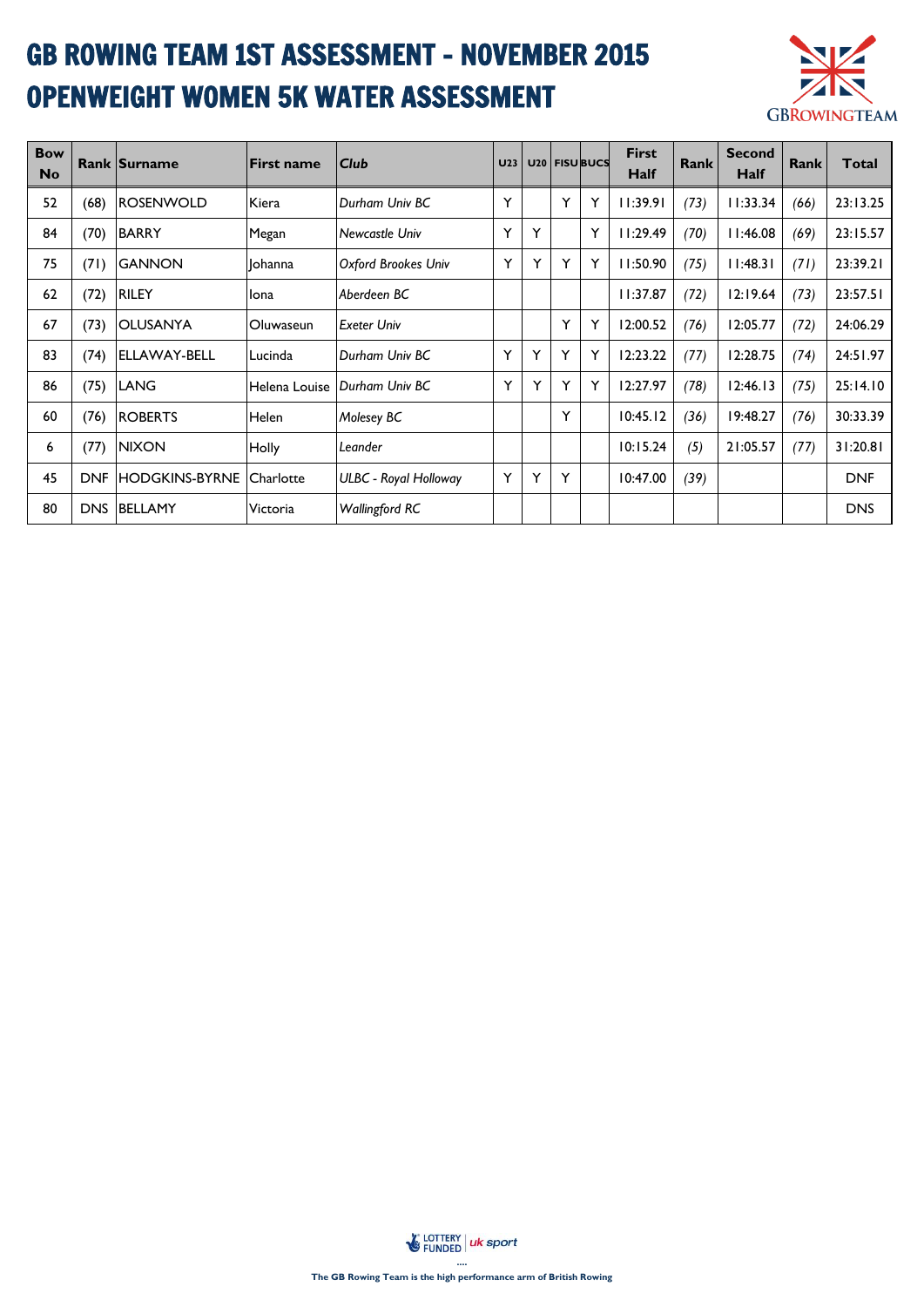# GB ROWING TEAM 1ST ASSESSMENT - NOVEMBER 2015
# OPENWEIGHT WOMEN 5K WATER ASSESSMENT

| Bow No | Rank | Surname | First name | Club | U23 | U20 | FISU | BUCS | First Half | Rank | Second Half | Rank | Total |
|---|---|---|---|---|---|---|---|---|---|---|---|---|---|
| 52 | (68) | ROSENWOLD | Kiera | *Durham Univ BC* | Y | | Y | Y | 11:39.91 | *(73)* | 11:33.34 | *(66)* | 23:13.25 |
| 84 | (70) | BARRY | Megan | *Newcastle Univ* | Y | Y | | Y | 11:29.49 | *(70)* | 11:46.08 | *(69)* | 23:15.57 |
| 75 | (71) | GANNON | Johanna | *Oxford Brookes Univ* | Y | Y | Y | Y | 11:50.90 | *(75)* | 11:48.31 | *(71)* | 23:39.21 |
| 62 | (72) | RILEY | Iona | *Aberdeen BC* | | | | | 11:37.87 | *(72)* | 12:19.64 | *(73)* | 23:57.51 |
| 67 | (73) | OLUSANYA | Oluwaseun | *Exeter Univ* | | | Y | Y | 12:00.52 | *(76)* | 12:05.77 | *(72)* | 24:06.29 |
| 83 | (74) | ELLAWAY-BELL | Lucinda | *Durham Univ BC* | Y | Y | Y | Y | 12:23.22 | *(77)* | 12:28.75 | *(74)* | 24:51.97 |
| 86 | (75) | LANG | Helena Louise | *Durham Univ BC* | Y | Y | Y | Y | 12:27.97 | *(78)* | 12:46.13 | *(75)* | 25:14.10 |
| 60 | (76) | ROBERTS | Helen | *Molesey BC* | | | Y | | 10:45.12 | *(36)* | 19:48.27 | *(76)* | 30:33.39 |
| 6 | (77) | NIXON | Holly | *Leander* | | | | | 10:15.24 | *(5)* | 21:05.57 | *(77)* | 31:20.81 |
| 45 | DNF | HODGKINS-BYRNE | Charlotte | *ULBC - Royal Holloway* | Y | Y | Y | | 10:47.00 | *(39)* | | | DNF |
| 80 | DNS | BELLAMY | Victoria | *Wallingford RC* | | | | | | | | | DNS |

LOTTERY FUNDED | uk sport

The GB Rowing Team is the high performance arm of British Rowing